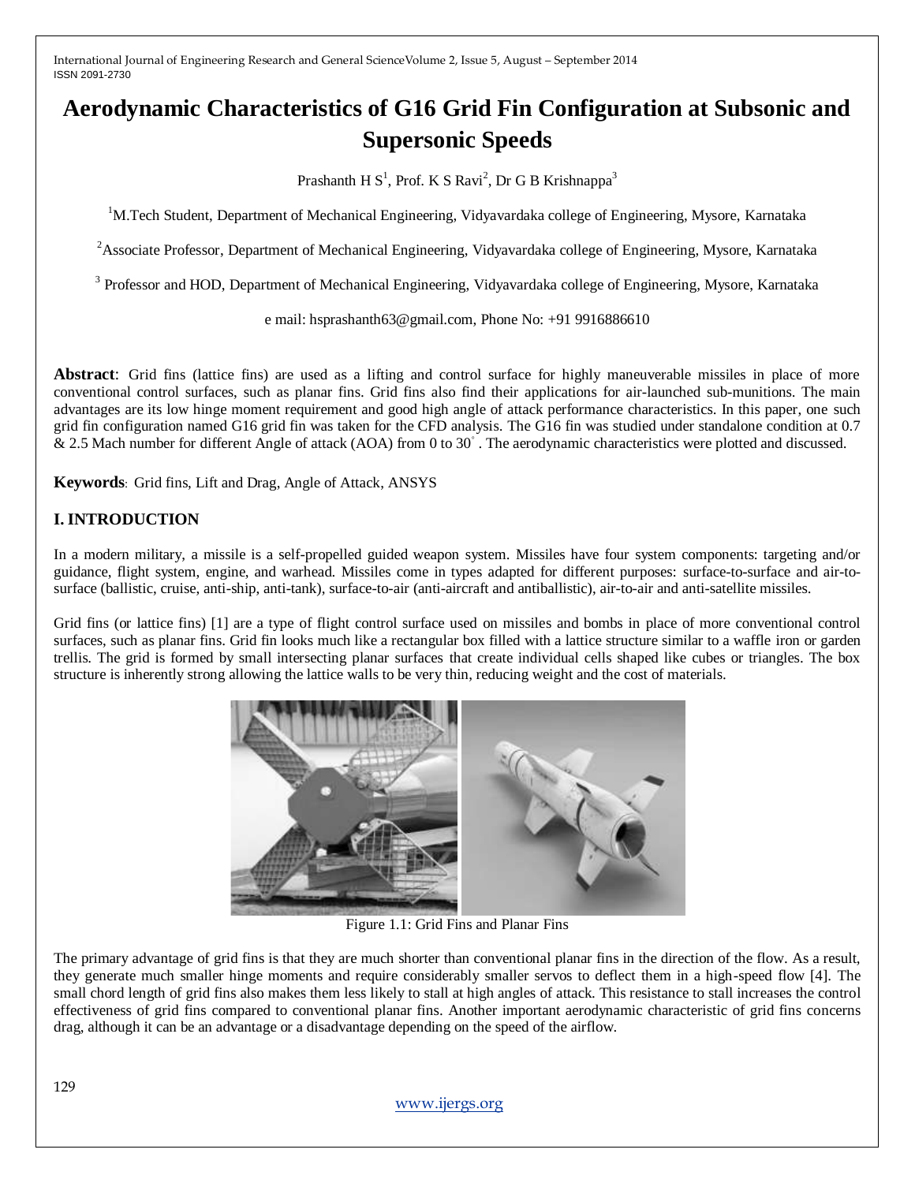# Aerodynamic Characteristics of G16 Grid Fin Configuration at Subsonic and Supersonic Speeds

Prashanth H S[1], Prof. K S Ravi[2], Dr G B Krishnappa[3]

[1]M.Tech Student, Department of Mechanical Engineering, Vidyavardaka college of Engineering, Mysore, Karnataka

[2]Associate Professor, Department of Mechanical Engineering, Vidyavardaka college of Engineering, Mysore, Karnataka

[3] Professor and HOD, Department of Mechanical Engineering, Vidyavardaka college of Engineering, Mysore, Karnataka

e mail: hsprashanth63@gmail.com, Phone No: +91 9916886610

**Abstract**: Grid fins (lattice fins) are used as a lifting and control surface for highly maneuverable missiles in place of more conventional control surfaces, such as planar fins. Grid fins also find their applications for air-launched sub-munitions. The main advantages are its low hinge moment requirement and good high angle of attack performance characteristics. In this paper, one such grid fin configuration named G16 grid fin was taken for the CFD analysis. The G16 fin was studied under standalone condition at 0.7 & 2.5 Mach number for different Angle of attack (AOA) from 0 to 30°. The aerodynamic characteristics were plotted and discussed.

**Keywords**: Grid fins, Lift and Drag, Angle of Attack, ANSYS

## I. INTRODUCTION

In a modern military, a missile is a self-propelled guided weapon system. Missiles have four system components: targeting and/or guidance, flight system, engine, and warhead. Missiles come in types adapted for different purposes: surface-to-surface and air-to-surface (ballistic, cruise, anti-ship, anti-tank), surface-to-air (anti-aircraft and antiballistic), air-to-air and anti-satellite missiles.

Grid fins (or lattice fins) [1] are a type of flight control surface used on missiles and bombs in place of more conventional control surfaces, such as planar fins. Grid fin looks much like a rectangular box filled with a lattice structure similar to a waffle iron or garden trellis. The grid is formed by small intersecting planar surfaces that create individual cells shaped like cubes or triangles. The box structure is inherently strong allowing the lattice walls to be very thin, reducing weight and the cost of materials.

Figure 1.1: Grid Fins and Planar Fins

The primary advantage of grid fins is that they are much shorter than conventional planar fins in the direction of the flow. As a result, they generate much smaller hinge moments and require considerably smaller servos to deflect them in a high-speed flow [4]. The small chord length of grid fins also makes them less likely to stall at high angles of attack. This resistance to stall increases the control effectiveness of grid fins compared to conventional planar fins. Another important aerodynamic characteristic of grid fins concerns drag, although it can be an advantage or a disadvantage depending on the speed of the airflow.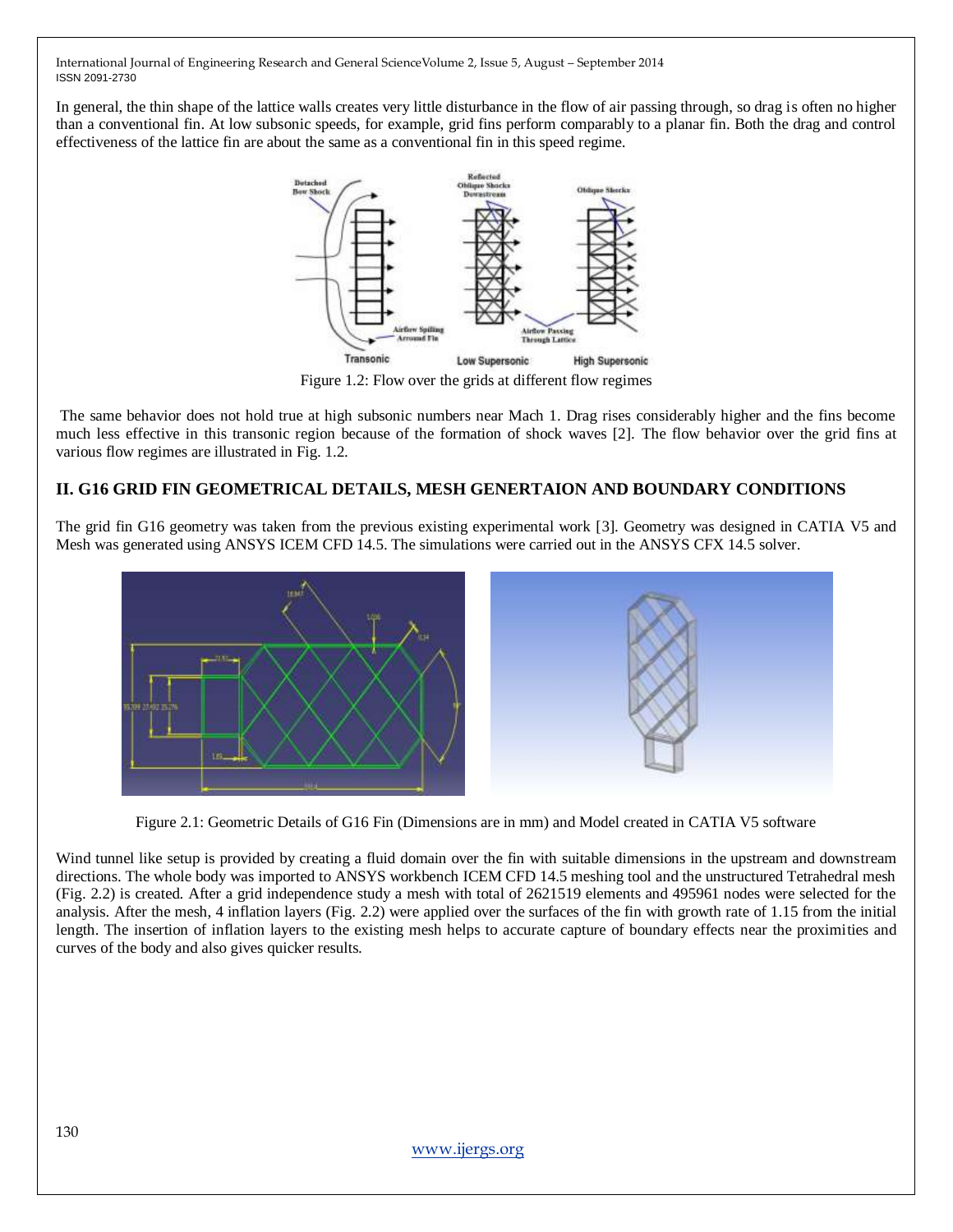In general, the thin shape of the lattice walls creates very little disturbance in the flow of air passing through, so drag is often no higher than a conventional fin. At low subsonic speeds, for example, grid fins perform comparably to a planar fin. Both the drag and control effectiveness of the lattice fin are about the same as a conventional fin in this speed regime.

Figure 1.2: Flow over the grids at different flow regimes

The same behavior does not hold true at high subsonic numbers near Mach 1. Drag rises considerably higher and the fins become much less effective in this transonic region because of the formation of shock waves [2]. The flow behavior over the grid fins at various flow regimes are illustrated in Fig. 1.2.

## II. G16 GRID FIN GEOMETRICAL DETAILS, MESH GENERTAION AND BOUNDARY CONDITIONS

The grid fin G16 geometry was taken from the previous existing experimental work [3]. Geometry was designed in CATIA V5 and Mesh was generated using ANSYS ICEM CFD 14.5. The simulations were carried out in the ANSYS CFX 14.5 solver.

Figure 2.1: Geometric Details of G16 Fin (Dimensions are in mm) and Model created in CATIA V5 software

Wind tunnel like setup is provided by creating a fluid domain over the fin with suitable dimensions in the upstream and downstream directions. The whole body was imported to ANSYS workbench ICEM CFD 14.5 meshing tool and the unstructured Tetrahedral mesh (Fig. 2.2) is created. After a grid independence study a mesh with total of 2621519 elements and 495961 nodes were selected for the analysis. After the mesh, 4 inflation layers (Fig. 2.2) were applied over the surfaces of the fin with growth rate of 1.15 from the initial length. The insertion of inflation layers to the existing mesh helps to accurate capture of boundary effects near the proximities and curves of the body and also gives quicker results.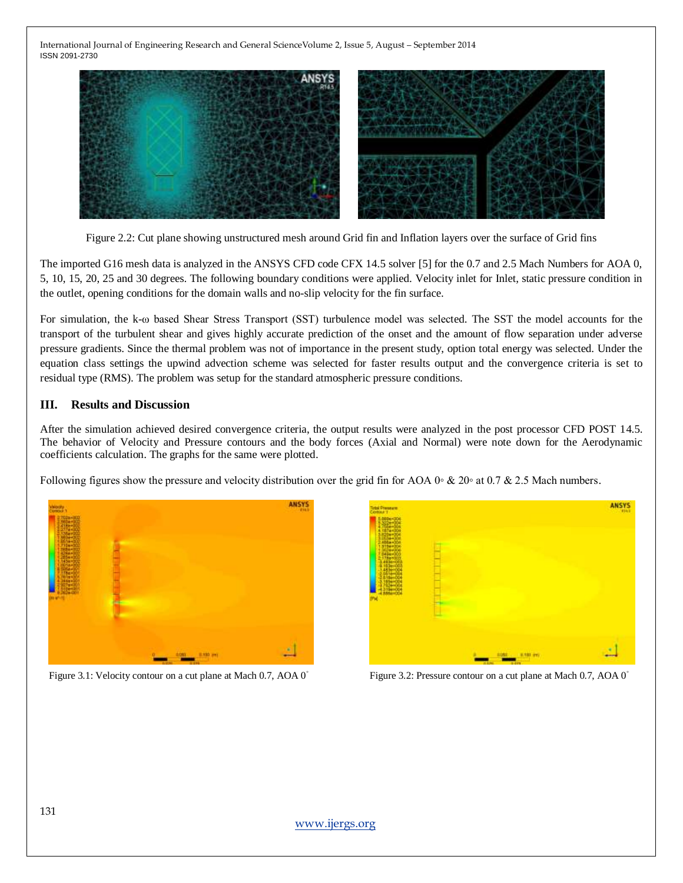Figure 2.2: Cut plane showing unstructured mesh around Grid fin and Inflation layers over the surface of Grid fins

The imported G16 mesh data is analyzed in the ANSYS CFD code CFX 14.5 solver [5] for the 0.7 and 2.5 Mach Numbers for AOA 0, 5, 10, 15, 20, 25 and 30 degrees. The following boundary conditions were applied. Velocity inlet for Inlet, static pressure condition in the outlet, opening conditions for the domain walls and no-slip velocity for the fin surface.

For simulation, the k-ω based Shear Stress Transport (SST) turbulence model was selected. The SST the model accounts for the transport of the turbulent shear and gives highly accurate prediction of the onset and the amount of flow separation under adverse pressure gradients. Since the thermal problem was not of importance in the present study, option total energy was selected. Under the equation class settings the upwind advection scheme was selected for faster results output and the convergence criteria is set to residual type (RMS). The problem was setup for the standard atmospheric pressure conditions.

## III. Results and Discussion

After the simulation achieved desired convergence criteria, the output results were analyzed in the post processor CFD POST 14.5. The behavior of Velocity and Pressure contours and the body forces (Axial and Normal) were note down for the Aerodynamic coefficients calculation. The graphs for the same were plotted.

Following figures show the pressure and velocity distribution over the grid fin for AOA 0◦ & 20◦ at 0.7 & 2.5 Mach numbers.

Figure 3.1: Velocity contour on a cut plane at Mach 0.7, AOA 0˚

Figure 3.2: Pressure contour on a cut plane at Mach 0.7, AOA 0˚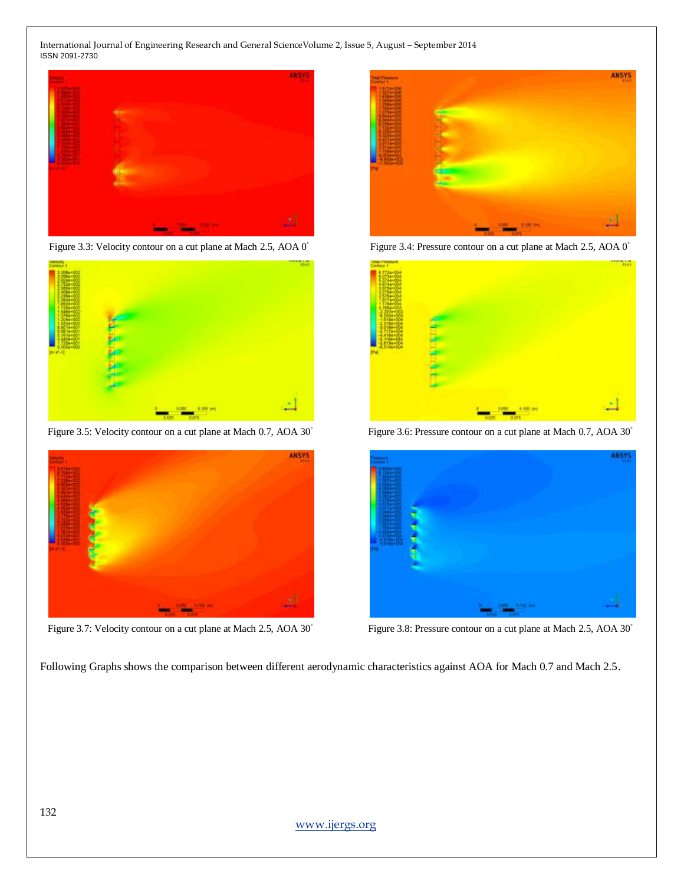Figure 3.3: Velocity contour on a cut plane at Mach 2.5, AOA 0°

Figure 3.4: Pressure contour on a cut plane at Mach 2.5, AOA 0°

Figure 3.5: Velocity contour on a cut plane at Mach 0.7, AOA 30°

Figure 3.6: Pressure contour on a cut plane at Mach 0.7, AOA 30°

Figure 3.7: Velocity contour on a cut plane at Mach 2.5, AOA 30°

Figure 3.8: Pressure contour on a cut plane at Mach 2.5, AOA 30°

Following Graphs shows the comparison between different aerodynamic characteristics against AOA for Mach 0.7 and Mach 2.5.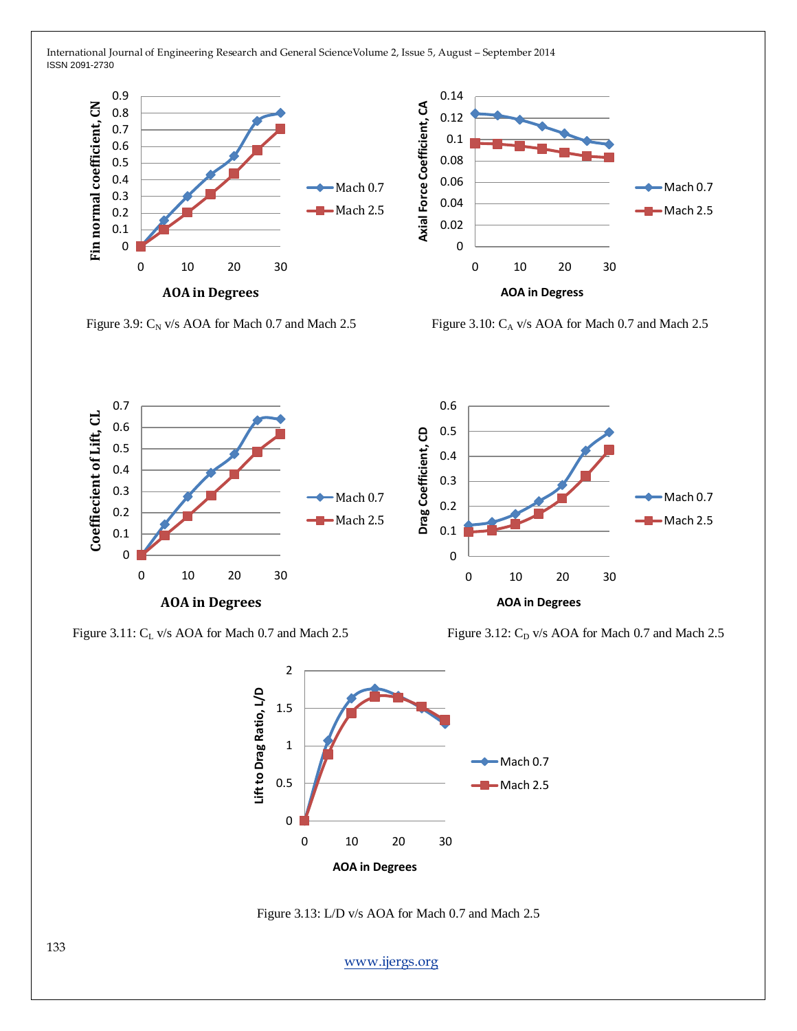Figure 3.9: $C_N$ v/s AOA for Mach 0.7 and Mach 2.5

Figure 3.10: $C_A$ v/s AOA for Mach 0.7 and Mach 2.5

Figure 3.11: $C_L$ v/s AOA for Mach 0.7 and Mach 2.5

Figure 3.12: $C_D$ v/s AOA for Mach 0.7 and Mach 2.5

Figure 3.13: L/D v/s AOA for Mach 0.7 and Mach 2.5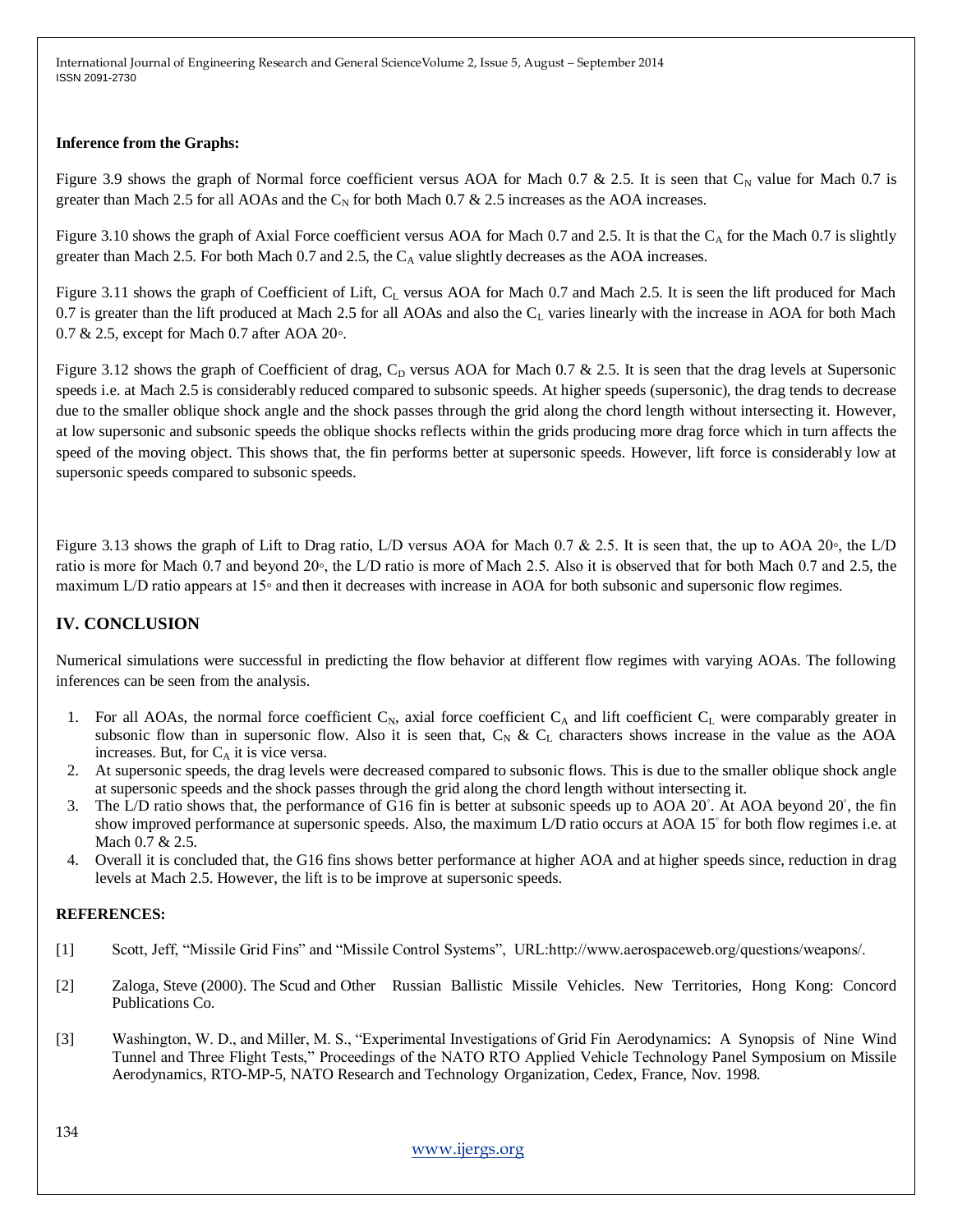**Inference from the Graphs:**

Figure 3.9 shows the graph of Normal force coefficient versus AOA for Mach 0.7 & 2.5. It is seen that $C_N$ value for Mach 0.7 is greater than Mach 2.5 for all AOAs and the $C_N$ for both Mach 0.7 & 2.5 increases as the AOA increases.

Figure 3.10 shows the graph of Axial Force coefficient versus AOA for Mach 0.7 and 2.5. It is that the $C_A$ for the Mach 0.7 is slightly greater than Mach 2.5. For both Mach 0.7 and 2.5, the $C_A$ value slightly decreases as the AOA increases.

Figure 3.11 shows the graph of Coefficient of Lift, $C_L$ versus AOA for Mach 0.7 and Mach 2.5. It is seen the lift produced for Mach 0.7 is greater than the lift produced at Mach 2.5 for all AOAs and also the $C_L$ varies linearly with the increase in AOA for both Mach 0.7 & 2.5, except for Mach 0.7 after AOA 20◦.

Figure 3.12 shows the graph of Coefficient of drag, $C_D$ versus AOA for Mach 0.7 & 2.5. It is seen that the drag levels at Supersonic speeds i.e. at Mach 2.5 is considerably reduced compared to subsonic speeds. At higher speeds (supersonic), the drag tends to decrease due to the smaller oblique shock angle and the shock passes through the grid along the chord length without intersecting it. However, at low supersonic and subsonic speeds the oblique shocks reflects within the grids producing more drag force which in turn affects the speed of the moving object. This shows that, the fin performs better at supersonic speeds. However, lift force is considerably low at supersonic speeds compared to subsonic speeds.

Figure 3.13 shows the graph of Lift to Drag ratio, L/D versus AOA for Mach 0.7 & 2.5. It is seen that, the up to AOA 20◦, the L/D ratio is more for Mach 0.7 and beyond 20◦, the L/D ratio is more of Mach 2.5. Also it is observed that for both Mach 0.7 and 2.5, the maximum L/D ratio appears at 15◦ and then it decreases with increase in AOA for both subsonic and supersonic flow regimes.

## IV. CONCLUSION

Numerical simulations were successful in predicting the flow behavior at different flow regimes with varying AOAs. The following inferences can be seen from the analysis.

1. For all AOAs, the normal force coefficient $C_N$, axial force coefficient $C_A$ and lift coefficient $C_L$ were comparably greater in subsonic flow than in supersonic flow. Also it is seen that, $C_N$ & $C_L$ characters shows increase in the value as the AOA increases. But, for $C_A$ it is vice versa.
2. At supersonic speeds, the drag levels were decreased compared to subsonic flows. This is due to the smaller oblique shock angle at supersonic speeds and the shock passes through the grid along the chord length without intersecting it.
3. The L/D ratio shows that, the performance of G16 fin is better at subsonic speeds up to AOA 20˚. At AOA beyond 20˚, the fin show improved performance at supersonic speeds. Also, the maximum L/D ratio occurs at AOA 15˚ for both flow regimes i.e. at Mach 0.7 & 2.5.
4. Overall it is concluded that, the G16 fins shows better performance at higher AOA and at higher speeds since, reduction in drag levels at Mach 2.5. However, the lift is to be improve at supersonic speeds.

**REFERENCES:**

[1] Scott, Jeff, "Missile Grid Fins" and "Missile Control Systems", URL:http://www.aerospaceweb.org/questions/weapons/.

[2] Zaloga, Steve (2000). The Scud and Other Russian Ballistic Missile Vehicles. New Territories, Hong Kong: Concord Publications Co.

[3] Washington, W. D., and Miller, M. S., "Experimental Investigations of Grid Fin Aerodynamics: A Synopsis of Nine Wind Tunnel and Three Flight Tests," Proceedings of the NATO RTO Applied Vehicle Technology Panel Symposium on Missile Aerodynamics, RTO-MP-5, NATO Research and Technology Organization, Cedex, France, Nov. 1998.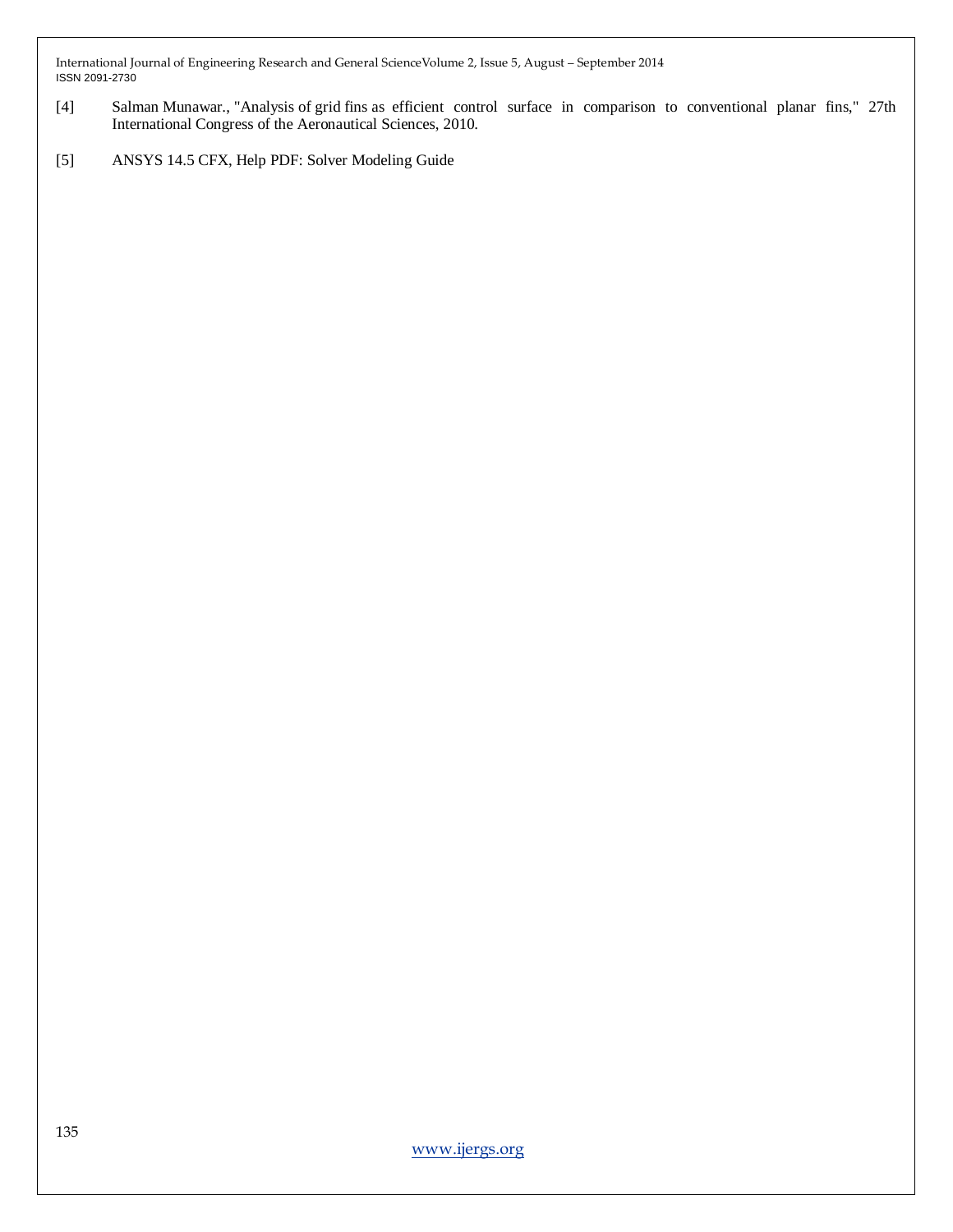[4] Salman Munawar., "Analysis of grid fins as efficient control surface in comparison to conventional planar fins," 27th International Congress of the Aeronautical Sciences, 2010.

[5] ANSYS 14.5 CFX, Help PDF: Solver Modeling Guide